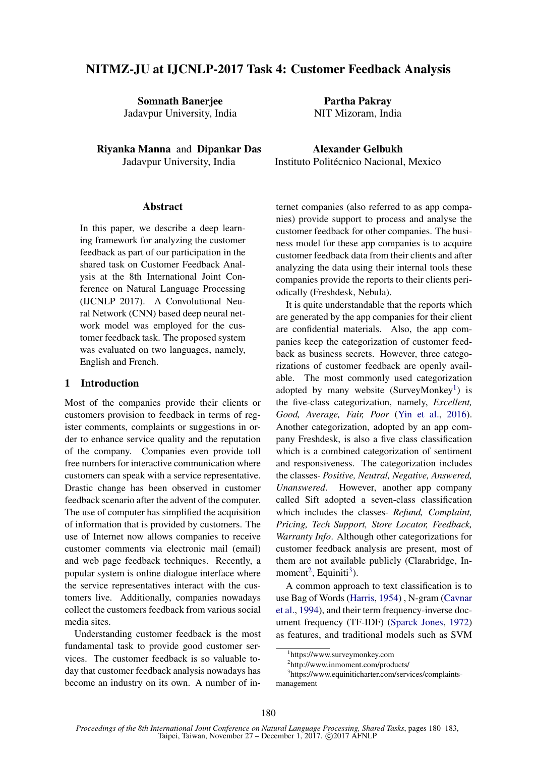# NITMZ-JU at IJCNLP-2017 Task 4: Customer Feedback Analysis

**Somnath Banerjee**
Jadavpur University, India

**Partha Pakray**
NIT Mizoram, India

**Riyanka Manna** and **Dipankar Das**
Jadavpur University, India

**Alexander Gelbukh**
Instituto Politécnico Nacional, Mexico

## Abstract

In this paper, we describe a deep learning framework for analyzing the customer feedback as part of our participation in the shared task on Customer Feedback Analysis at the 8th International Joint Conference on Natural Language Processing (IJCNLP 2017). A Convolutional Neural Network (CNN) based deep neural network model was employed for the customer feedback task. The proposed system was evaluated on two languages, namely, English and French.

## 1 Introduction

Most of the companies provide their clients or customers provision to feedback in terms of register comments, complaints or suggestions in order to enhance service quality and the reputation of the company. Companies even provide toll free numbers for interactive communication where customers can speak with a service representative. Drastic change has been observed in customer feedback scenario after the advent of the computer. The use of computer has simplified the acquisition of information that is provided by customers. The use of Internet now allows companies to receive customer comments via electronic mail (email) and web page feedback techniques. Recently, a popular system is online dialogue interface where the service representatives interact with the customers live. Additionally, companies nowadays collect the customers feedback from various social media sites.

Understanding customer feedback is the most fundamental task to provide good customer services. The customer feedback is so valuable today that customer feedback analysis nowadays has become an industry on its own. A number of internet companies (also referred to as app companies) provide support to process and analyse the customer feedback for other companies. The business model for these app companies is to acquire customer feedback data from their clients and after analyzing the data using their internal tools these companies provide the reports to their clients periodically (Freshdesk, Nebula).

It is quite understandable that the reports which are generated by the app companies for their client are confidential materials. Also, the app companies keep the categorization of customer feedback as business secrets. However, three categorizations of customer feedback are openly available. The most commonly used categorization adopted by many website (SurveyMonkey[1]) is the five-class categorization, namely, *Excellent, Good, Average, Fair, Poor* (Yin et al., 2016). Another categorization, adopted by an app company Freshdesk, is also a five class classification which is a combined categorization of sentiment and responsiveness. The categorization includes the classes- *Positive, Neutral, Negative, Answered, Unanswered*. However, another app company called Sift adopted a seven-class classification which includes the classes- *Refund, Complaint, Pricing, Tech Support, Store Locator, Feedback, Warranty Info*. Although other categorizations for customer feedback analysis are present, most of them are not available publicly (Clarabridge, Inmoment[2], Equiniti[3]).

A common approach to text classification is to use Bag of Words (Harris, 1954) , N-gram (Cavnar et al., 1994), and their term frequency-inverse document frequency (TF-IDF) (Sparck Jones, 1972) as features, and traditional models such as SVM

[1]https://www.surveymonkey.com

[2]http://www.inmoment.com/products/

[3]https://www.equiniticharter.com/services/complaints-management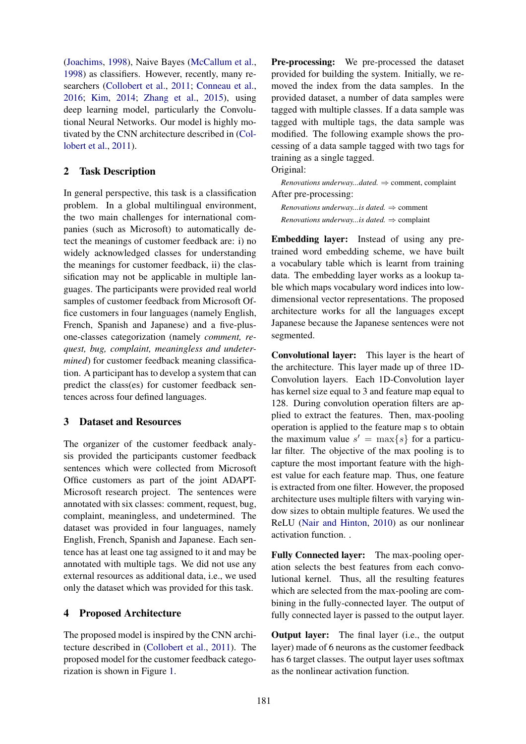(Joachims, 1998), Naive Bayes (McCallum et al., 1998) as classifiers. However, recently, many researchers (Collobert et al., 2011; Conneau et al., 2016; Kim, 2014; Zhang et al., 2015), using deep learning model, particularly the Convolutional Neural Networks. Our model is highly motivated by the CNN architecture described in (Collobert et al., 2011).

## 2 Task Description

In general perspective, this task is a classification problem. In a global multilingual environment, the two main challenges for international companies (such as Microsoft) to automatically detect the meanings of customer feedback are: i) no widely acknowledged classes for understanding the meanings for customer feedback, ii) the classification may not be applicable in multiple languages. The participants were provided real world samples of customer feedback from Microsoft Office customers in four languages (namely English, French, Spanish and Japanese) and a five-plus-one-classes categorization (namely *comment, request, bug, complaint, meaningless and undetermined*) for customer feedback meaning classification. A participant has to develop a system that can predict the class(es) for customer feedback sentences across four defined languages.

## 3 Dataset and Resources

The organizer of the customer feedback analysis provided the participants customer feedback sentences which were collected from Microsoft Office customers as part of the joint ADAPT-Microsoft research project. The sentences were annotated with six classes: comment, request, bug, complaint, meaningless, and undetermined. The dataset was provided in four languages, namely English, French, Spanish and Japanese. Each sentence has at least one tag assigned to it and may be annotated with multiple tags. We did not use any external resources as additional data, i.e., we used only the dataset which was provided for this task.

## 4 Proposed Architecture

The proposed model is inspired by the CNN architecture described in (Collobert et al., 2011). The proposed model for the customer feedback categorization is shown in Figure 1.

**Pre-processing:** We pre-processed the dataset provided for building the system. Initially, we removed the index from the data samples. In the provided dataset, a number of data samples were tagged with multiple classes. If a data sample was tagged with multiple tags, the data sample was modified. The following example shows the processing of a data sample tagged with two tags for training as a single tagged.

Original:

*Renovations underway...dated.* ⇒ comment, complaint

After pre-processing:

*Renovations underway...is dated.* ⇒ comment

*Renovations underway...is dated.* ⇒ complaint

**Embedding layer:** Instead of using any pre-trained word embedding scheme, we have built a vocabulary table which is learnt from training data. The embedding layer works as a lookup table which maps vocabulary word indices into low-dimensional vector representations. The proposed architecture works for all the languages except Japanese because the Japanese sentences were not segmented.

**Convolutional layer:** This layer is the heart of the architecture. This layer made up of three 1D-Convolution layers. Each 1D-Convolution layer has kernel size equal to 3 and feature map equal to 128. During convolution operation filters are applied to extract the features. Then, max-pooling operation is applied to the feature map s to obtain the maximum value $s' = \max\{s\}$ for a particular filter. The objective of the max pooling is to capture the most important feature with the highest value for each feature map. Thus, one feature is extracted from one filter. However, the proposed architecture uses multiple filters with varying window sizes to obtain multiple features. We used the ReLU (Nair and Hinton, 2010) as our nonlinear activation function. .

**Fully Connected layer:** The max-pooling operation selects the best features from each convolutional kernel. Thus, all the resulting features which are selected from the max-pooling are combining in the fully-connected layer. The output of fully connected layer is passed to the output layer.

**Output layer:** The final layer (i.e., the output layer) made of 6 neurons as the customer feedback has 6 target classes. The output layer uses softmax as the nonlinear activation function.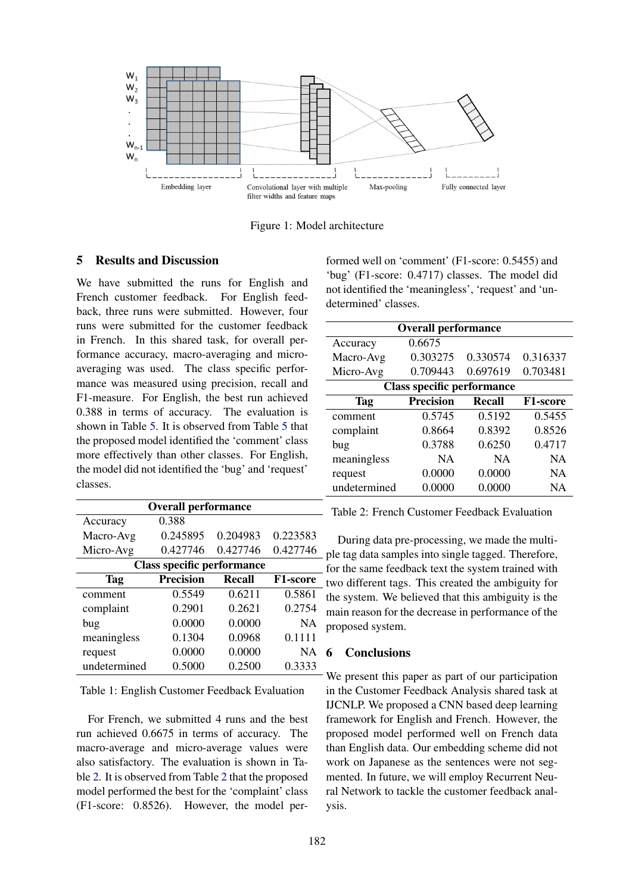Figure 1: Model architecture

## 5 Results and Discussion

We have submitted the runs for English and French customer feedback. For English feedback, three runs were submitted. However, four runs were submitted for the customer feedback in French. In this shared task, for overall performance accuracy, macro-averaging and micro-averaging was used. The class specific performance was measured using precision, recall and F1-measure. For English, the best run achieved 0.388 in terms of accuracy. The evaluation is shown in Table 5. It is observed from Table 5 that the proposed model identified the 'comment' class more effectively than other classes. For English, the model did not identified the 'bug' and 'request' classes.

| Overall performance | | | |
|---|---|---|---|
| Accuracy | 0.388 | | |
| Macro-Avg | 0.245895 | 0.204983 | 0.223583 |
| Micro-Avg | 0.427746 | 0.427746 | 0.427746 |
| **Class specific performance** | | | |
| **Tag** | **Precision** | **Recall** | **F1-score** |
| comment | 0.5549 | 0.6211 | 0.5861 |
| complaint | 0.2901 | 0.2621 | 0.2754 |
| bug | 0.0000 | 0.0000 | NA |
| meaningless | 0.1304 | 0.0968 | 0.1111 |
| request | 0.0000 | 0.0000 | NA |
| undetermined | 0.5000 | 0.2500 | 0.3333 |

Table 1: English Customer Feedback Evaluation

For French, we submitted 4 runs and the best run achieved 0.6675 in terms of accuracy. The macro-average and micro-average values were also satisfactory. The evaluation is shown in Table 2. It is observed from Table 2 that the proposed model performed the best for the 'complaint' class (F1-score: 0.8526). However, the model performed well on 'comment' (F1-score: 0.5455) and 'bug' (F1-score: 0.4717) classes. The model did not identified the 'meaningless', 'request' and 'undetermined' classes.

| Overall performance | | | |
|---|---|---|---|
| Accuracy | 0.6675 | | |
| Macro-Avg | 0.303275 | 0.330574 | 0.316337 |
| Micro-Avg | 0.709443 | 0.697619 | 0.703481 |
| **Class specific performance** | | | |
| **Tag** | **Precision** | **Recall** | **F1-score** |
| comment | 0.5745 | 0.5192 | 0.5455 |
| complaint | 0.8664 | 0.8392 | 0.8526 |
| bug | 0.3788 | 0.6250 | 0.4717 |
| meaningless | NA | NA | NA |
| request | 0.0000 | 0.0000 | NA |
| undetermined | 0.0000 | 0.0000 | NA |

Table 2: French Customer Feedback Evaluation

During data pre-processing, we made the multiple tag data samples into single tagged. Therefore, for the same feedback text the system trained with two different tags. This created the ambiguity for the system. We believed that this ambiguity is the main reason for the decrease in performance of the proposed system.

## 6 Conclusions

We present this paper as part of our participation in the Customer Feedback Analysis shared task at IJCNLP. We proposed a CNN based deep learning framework for English and French. However, the proposed model performed well on French data than English data. Our embedding scheme did not work on Japanese as the sentences were not segmented. In future, we will employ Recurrent Neural Network to tackle the customer feedback analysis.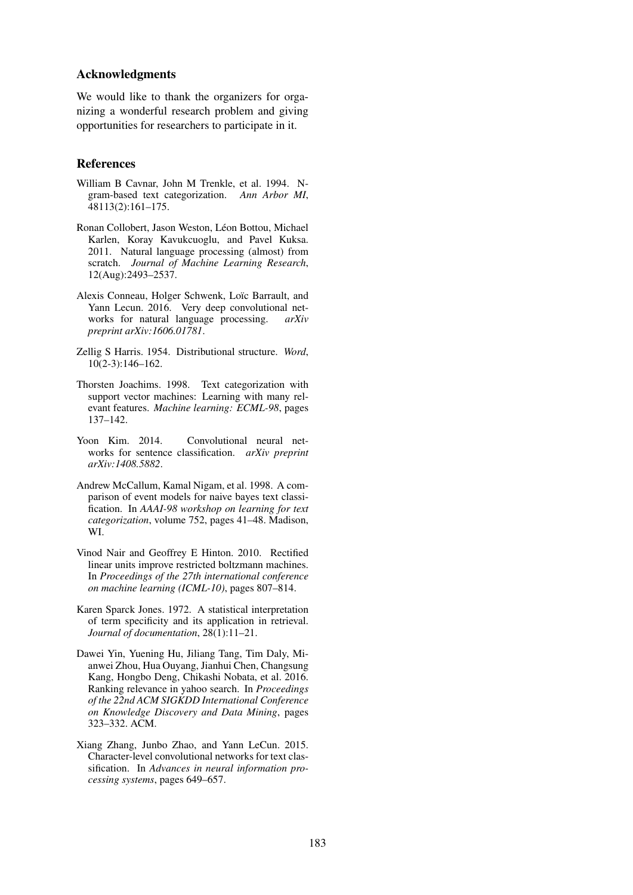## Acknowledgments

We would like to thank the organizers for organizing a wonderful research problem and giving opportunities for researchers to participate in it.

## References

William B Cavnar, John M Trenkle, et al. 1994. N-gram-based text categorization. *Ann Arbor MI*, 48113(2):161–175.

Ronan Collobert, Jason Weston, Léon Bottou, Michael Karlen, Koray Kavukcuoglu, and Pavel Kuksa. 2011. Natural language processing (almost) from scratch. *Journal of Machine Learning Research*, 12(Aug):2493–2537.

Alexis Conneau, Holger Schwenk, Loïc Barrault, and Yann Lecun. 2016. Very deep convolutional networks for natural language processing. *arXiv preprint arXiv:1606.01781*.

Zellig S Harris. 1954. Distributional structure. *Word*, 10(2-3):146–162.

Thorsten Joachims. 1998. Text categorization with support vector machines: Learning with many relevant features. *Machine learning: ECML-98*, pages 137–142.

Yoon Kim. 2014. Convolutional neural networks for sentence classification. *arXiv preprint arXiv:1408.5882*.

Andrew McCallum, Kamal Nigam, et al. 1998. A comparison of event models for naive bayes text classification. In *AAAI-98 workshop on learning for text categorization*, volume 752, pages 41–48. Madison, WI.

Vinod Nair and Geoffrey E Hinton. 2010. Rectified linear units improve restricted boltzmann machines. In *Proceedings of the 27th international conference on machine learning (ICML-10)*, pages 807–814.

Karen Sparck Jones. 1972. A statistical interpretation of term specificity and its application in retrieval. *Journal of documentation*, 28(1):11–21.

Dawei Yin, Yuening Hu, Jiliang Tang, Tim Daly, Mianwei Zhou, Hua Ouyang, Jianhui Chen, Changsung Kang, Hongbo Deng, Chikashi Nobata, et al. 2016. Ranking relevance in yahoo search. In *Proceedings of the 22nd ACM SIGKDD International Conference on Knowledge Discovery and Data Mining*, pages 323–332. ACM.

Xiang Zhang, Junbo Zhao, and Yann LeCun. 2015. Character-level convolutional networks for text classification. In *Advances in neural information processing systems*, pages 649–657.